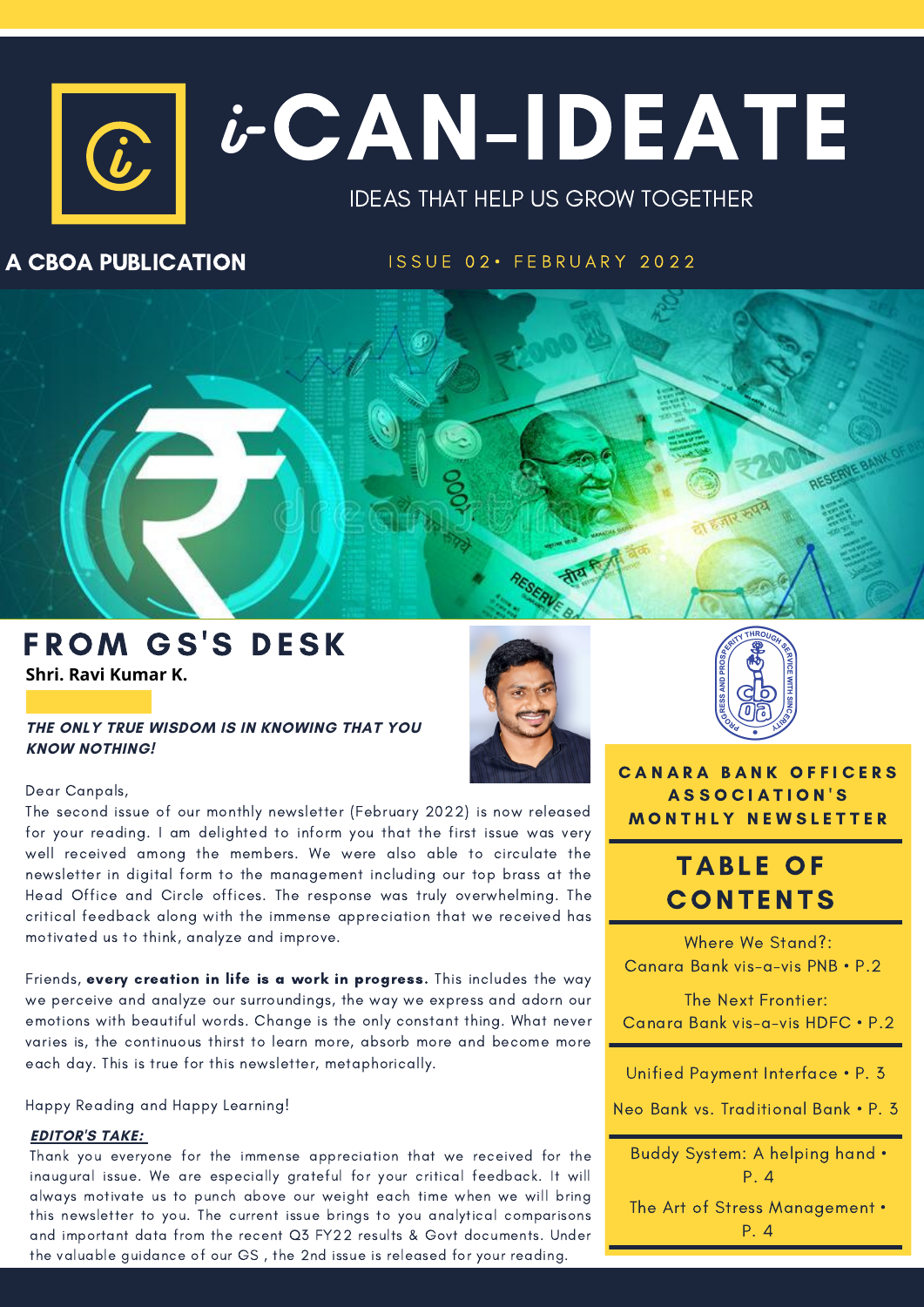# i-CAN-IDEATE

IDEAS THAT HELP US GROW TOGETHER

**A CBOA PUBLICATION**

ISSUE 02• FEBRUARY 2022

## FROM GS'S DESK

**Shri. Ravi Kumar K.**

***THE ONLY TRUE WISDOM IS IN KNOWING THAT YOU KNOW NOTHING!***

Dear Canpals,

The second issue of our monthly newsletter (February 2022) is now released for your reading. I am delighted to inform you that the first issue was very well received among the members. We were also able to circulate the newsletter in digital form to the management including our top brass at the Head Office and Circle offices. The response was truly overwhelming. The critical feedback along with the immense appreciation that we received has motivated us to think, analyze and improve.

Friends, **every creation in life is a work in progress.** This includes the way we perceive and analyze our surroundings, the way we express and adorn our emotions with beautiful words. Change is the only constant thing. What never varies is, the continuous thirst to learn more, absorb more and become more each day. This is true for this newsletter, metaphorically.

Happy Reading and Happy Learning!

***EDITOR'S TAKE:***

Thank you everyone for the immense appreciation that we received for the inaugural issue. We are especially grateful for your critical feedback. It will always motivate us to punch above our weight each time when we will bring this newsletter to you. The current issue brings to you analytical comparisons and important data from the recent Q3 FY22 results & Govt documents. Under the valuable guidance of our GS , the 2nd issue is released for your reading.

**CANARA BANK OFFICERS ASSOCIATION'S MONTHLY NEWSLETTER**

## TABLE OF CONTENTS

- Where We Stand?: Canara Bank vis-a-vis PNB • P.2
- The Next Frontier: Canara Bank vis-a-vis HDFC • P.2
- Unified Payment Interface • P. 3
- Neo Bank vs. Traditional Bank • P. 3
- Buddy System: A helping hand • P. 4
- The Art of Stress Management • P. 4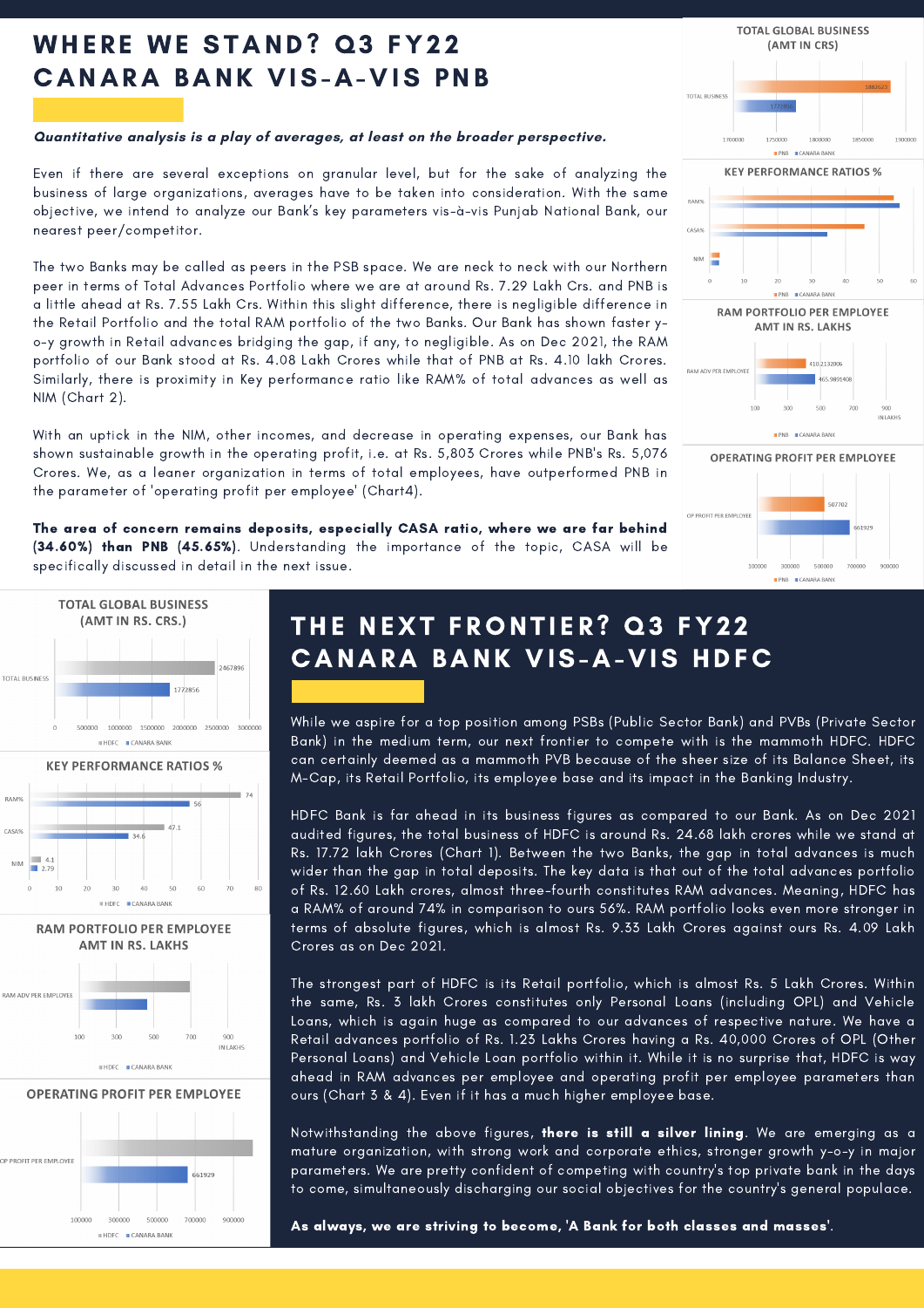# WHERE WE STAND? Q3 FY22 CANARA BANK VIS-A-VIS PNB

***Quantitative analysis is a play of averages, at least on the broader perspective.***

Even if there are several exceptions on granular level, but for the sake of analyzing the business of large organizations, averages have to be taken into consideration. With the same objective, we intend to analyze our Bank's key parameters vis-à-vis Punjab National Bank, our nearest peer/competitor.

The two Banks may be called as peers in the PSB space. We are neck to neck with our Northern peer in terms of Total Advances Portfolio where we are at around Rs. 7.29 Lakh Crs. and PNB is a little ahead at Rs. 7.55 Lakh Crs. Within this slight difference, there is negligible difference in the Retail Portfolio and the total RAM portfolio of the two Banks. Our Bank has shown faster y-o-y growth in Retail advances bridging the gap, if any, to negligible. As on Dec 2021, the RAM portfolio of our Bank stood at Rs. 4.08 Lakh Crores while that of PNB at Rs. 4.10 lakh Crores. Similarly, there is proximity in Key performance ratio like RAM% of total advances as well as NIM (Chart 2).

With an uptick in the NIM, other incomes, and decrease in operating expenses, our Bank has shown sustainable growth in the operating profit, i.e. at Rs. 5,803 Crores while PNB's Rs. 5,076 Crores. We, as a leaner organization in terms of total employees, have outperformed PNB in the parameter of 'operating profit per employee' (Chart4).

**The area of concern remains deposits, especially CASA ratio, where we are far behind (34.60%) than PNB (45.65%)**. Understanding the importance of the topic, CASA will be specifically discussed in detail in the next issue.

**TOTAL GLOBAL BUSINESS (AMT IN CRS)**

| | PNB | CANARA BANK |
|---|---|---|
| TOTAL BUSINESS | 1882623 | 1772856 |

**KEY PERFORMANCE RATIOS %**

**RAM PORTFOLIO PER EMPLOYEE AMT IN RS. LAKHS**

| | PNB | CANARA BANK |
|---|---|---|
| RAM ADV PER EMPLOYEE | 410.2132806 | 465.9891408 |

**OPERATING PROFIT PER EMPLOYEE**

| | PNB | CANARA BANK |
|---|---|---|
| OP PROFIT PER EMPLOYEE | 507702 | 661929 |

# THE NEXT FRONTIER? Q3 FY22 CANARA BANK VIS-A-VIS HDFC

While we aspire for a top position among PSBs (Public Sector Bank) and PVBs (Private Sector Bank) in the medium term, our next frontier to compete with is the mammoth HDFC. HDFC can certainly deemed as a mammoth PVB because of the sheer size of its Balance Sheet, its M-Cap, its Retail Portfolio, its employee base and its impact in the Banking Industry.

HDFC Bank is far ahead in its business figures as compared to our Bank. As on Dec 2021 audited figures, the total business of HDFC is around Rs. 24.68 lakh crores while we stand at Rs. 17.72 lakh Crores (Chart 1). Between the two Banks, the gap in total advances is much wider than the gap in total deposits. The key data is that out of the total advances portfolio of Rs. 12.60 Lakh crores, almost three-fourth constitutes RAM advances. Meaning, HDFC has a RAM% of around 74% in comparison to ours 56%. RAM portfolio looks even more stronger in terms of absolute figures, which is almost Rs. 9.33 Lakh Crores against ours Rs. 4.09 Lakh Crores as on Dec 2021.

The strongest part of HDFC is its Retail portfolio, which is almost Rs. 5 Lakh Crores. Within the same, Rs. 3 lakh Crores constitutes only Personal Loans (including OPL) and Vehicle Loans, which is again huge as compared to our advances of respective nature. We have a Retail advances portfolio of Rs. 1.23 Lakhs Crores having a Rs. 40,000 Crores of OPL (Other Personal Loans) and Vehicle Loan portfolio within it. While it is no surprise that, HDFC is way ahead in RAM advances per employee and operating profit per employee parameters than ours (Chart 3 & 4). Even if it has a much higher employee base.

Notwithstanding the above figures, **there is still a silver lining**. We are emerging as a mature organization, with strong work and corporate ethics, stronger growth y-o-y in major parameters. We are pretty confident of competing with country's top private bank in the days to come, simultaneously discharging our social objectives for the country's general populace.

**As always, we are striving to become, 'A Bank for both classes and masses'**.

**TOTAL GLOBAL BUSINESS (AMT IN RS. CRS.)**

| | HDFC | CANARA BANK |
|---|---|---|
| TOTAL BUSINESS | 2467896 | 1772856 |

**KEY PERFORMANCE RATIOS %**

| | HDFC | CANARA BANK |
|---|---|---|
| RAM% | 74 | 56 |
| CASA% | 47.1 | 34.6 |
| NIM | 4.1 | 2.79 |

**RAM PORTFOLIO PER EMPLOYEE AMT IN RS. LAKHS**

**OPERATING PROFIT PER EMPLOYEE**

| | HDFC | CANARA BANK |
|---|---|---|
| OP PROFIT PER EMPLOYEE | | 661929 |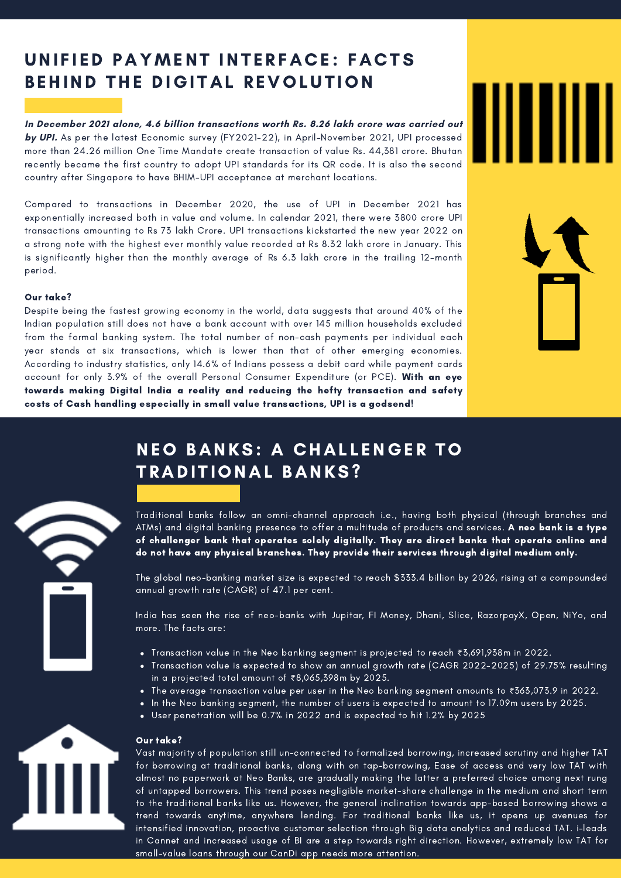## UNIFIED PAYMENT INTERFACE: FACTS BEHIND THE DIGITAL REVOLUTION

***In December 2021 alone, 4.6 billion transactions worth Rs. 8.26 lakh crore was carried out by UPI.*** As per the latest Economic survey (FY2021-22), in April-November 2021, UPI processed more than 24.26 million One Time Mandate create transaction of value Rs. 44,381 crore. Bhutan recently became the first country to adopt UPI standards for its QR code. It is also the second country after Singapore to have BHIM-UPI acceptance at merchant locations.

Compared to transactions in December 2020, the use of UPI in December 2021 has exponentially increased both in value and volume. In calendar 2021, there were 3800 crore UPI transactions amounting to Rs 73 lakh Crore. UPI transactions kickstarted the new year 2022 on a strong note with the highest ever monthly value recorded at Rs 8.32 lakh crore in January. This is significantly higher than the monthly average of Rs 6.3 lakh crore in the trailing 12-month period.

**Our take?**

Despite being the fastest growing economy in the world, data suggests that around 40% of the Indian population still does not have a bank account with over 145 million households excluded from the formal banking system. The total number of non-cash payments per individual each year stands at six transactions, which is lower than that of other emerging economies. According to industry statistics, only 14.6% of Indians possess a debit card while payment cards account for only 3.9% of the overall Personal Consumer Expenditure (or PCE). **With an eye towards making Digital India a reality and reducing the hefty transaction and safety costs of Cash handling especially in small value transactions, UPI is a godsend!**

## NEO BANKS: A CHALLENGER TO TRADITIONAL BANKS?

Traditional banks follow an omni-channel approach i.e., having both physical (through branches and ATMs) and digital banking presence to offer a multitude of products and services. **A neo bank is a type of challenger bank that operates solely digitally. They are direct banks that operate online and do not have any physical branches. They provide their services through digital medium only.**

The global neo-banking market size is expected to reach $333.4 billion by 2026, rising at a compounded annual growth rate (CAGR) of 47.1 per cent.

India has seen the rise of neo-banks with Jupitar, FI Money, Dhani, Slice, RazorpayX, Open, NiYo, and more. The facts are:

- Transaction value in the Neo banking segment is projected to reach ₹3,691,938m in 2022.
- Transaction value is expected to show an annual growth rate (CAGR 2022-2025) of 29.75% resulting in a projected total amount of ₹8,065,398m by 2025.
- The average transaction value per user in the Neo banking segment amounts to ₹363,073.9 in 2022.
- In the Neo banking segment, the number of users is expected to amount to 17.09m users by 2025.
- User penetration will be 0.7% in 2022 and is expected to hit 1.2% by 2025

**Our take?**

Vast majority of population still un-connected to formalized borrowing, increased scrutiny and higher TAT for borrowing at traditional banks, along with on tap-borrowing, Ease of access and very low TAT with almost no paperwork at Neo Banks, are gradually making the latter a preferred choice among next rung of untapped borrowers. This trend poses negligible market-share challenge in the medium and short term to the traditional banks like us. However, the general inclination towards app-based borrowing shows a trend towards anytime, anywhere lending. For traditional banks like us, it opens up avenues for intensified innovation, proactive customer selection through Big data analytics and reduced TAT. i-leads in Cannet and increased usage of BI are a step towards right direction. However, extremely low TAT for small-value loans through our CanDi app needs more attention.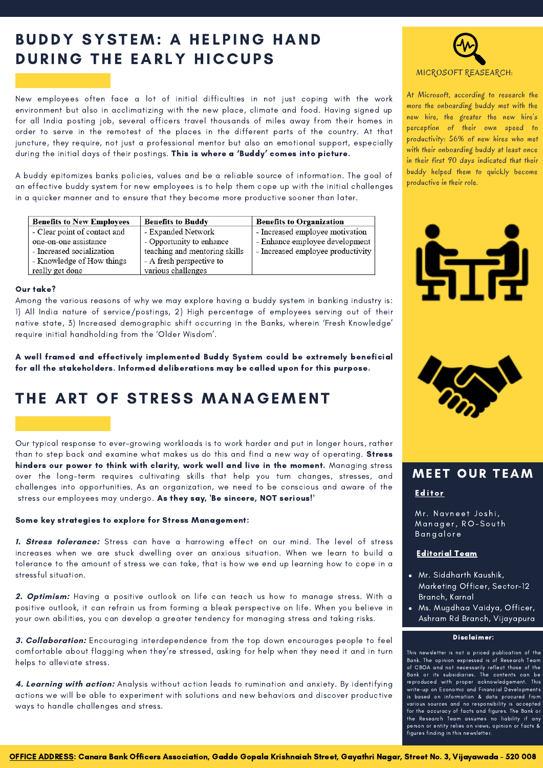# BUDDY SYSTEM: A HELPING HAND DURING THE EARLY HICCUPS

New employees often face a lot of initial difficulties in not just coping with the work environment but also in acclimatizing with the new place, climate and food. Having signed up for all India posting job, several officers travel thousands of miles away from their homes in order to serve in the remotest of the places in the different parts of the country. At that juncture, they require, not just a professional mentor but also an emotional support, especially during the initial days of their postings. **This is where a 'Buddy' comes into picture.**

A buddy epitomizes banks policies, values and be a reliable source of information. The goal of an effective buddy system for new employees is to help them cope up with the initial challenges in a quicker manner and to ensure that they become more productive sooner than later.

| Benefits to New Employees | Benefits to Buddy | Benefits to Organization |
|---|---|---|
| - Clear point of contact and one-on-one assistance<br>- Increased socialization<br>- Knowledge of How things really get done | - Expanded Network<br>- Opportunity to enhance teaching and mentoring skills<br>- A fresh perspective to various challenges | - Increased employee motivation<br>- Enhance employee development<br>- Increased employee productivity |

**Our take?**

Among the various reasons of why we may explore having a buddy system in banking industry is: 1) All India nature of service/postings, 2) High percentage of employees serving out of their native state, 3) Increased demographic shift occurring in the Banks, wherein 'Fresh Knowledge' require initial handholding from the 'Older Wisdom'.

**A well framed and effectively implemented Buddy System could be extremely beneficial for all the stakeholders. Informed deliberations may be called upon for this purpose.**

MICROSOFT REASEARCH:

At Microsoft, according to research the more the onboarding buddy met with the new hire, the greater the new hire's perception of their own speed to productivity: 56% of new hires who met with their onboarding buddy at least once in their first 90 days indicated that their buddy helped them to quickly become productive in their role.

# THE ART OF STRESS MANAGEMENT

Our typical response to ever-growing workloads is to work harder and put in longer hours, rather than to step back and examine what makes us do this and find a new way of operating. **Stress hinders our power to think with clarity, work well and live in the moment.** Managing stress over the long-term requires cultivating skills that help you turn changes, stresses, and challenges into opportunities. As an organization, we need to be conscious and aware of the stress our employees may undergo. **As they say, 'Be sincere, NOT serious!'**

**Some key strategies to explore for Stress Management:**

***1. Stress tolerance:*** Stress can have a harrowing effect on our mind. The level of stress increases when we are stuck dwelling over an anxious situation. When we learn to build a tolerance to the amount of stress we can take, that is how we end up learning how to cope in a stressful situation.

***2. Optimism:*** Having a positive outlook on life can teach us how to manage stress. With a positive outlook, it can refrain us from forming a bleak perspective on life. When you believe in your own abilities, you can develop a greater tendency for managing stress and taking risks.

***3. Collaboration:*** Encouraging interdependence from the top down encourages people to feel comfortable about flagging when they're stressed, asking for help when they need it and in turn helps to alleviate stress.

***4. Learning with action:*** Analysis without action leads to rumination and anxiety. By identifying actions we will be able to experiment with solutions and new behaviors and discover productive ways to handle challenges and stress.

# MEET OUR TEAM

**Editor**

Mr. Navneet Joshi, Manager, RO-South Bangalore

**Editorial Team**

- Mr. Siddharth Kaushik, Marketing Officer, Sector-12 Branch, Karnal
- Ms. Mugdhaa Vaidya, Officer, Ashram Rd Branch, Vijayapura

**Disclaimer:**

This newsletter is not a priced publication of the Bank. The opinion expressed is of Research Team of CBOA and not necessarily reflect those of the Bank or its subsidiaries. The contents can be reproduced with proper acknowledgement. This write-up on Economic and Financial Developments is based on information & data procured from various sources and no responsibility is accepted for the accuracy of facts and figures. The Bank or the Research Team assumes no liability if any person or entity relies on views, opinion or facts & figures finding in this newsletter.

**OFFICE ADDRESS: Canara Bank Officers Association, Gadde Gopala Krishnaiah Street, Gayathri Nagar, Street No. 3, Vijayawada - 520 008**